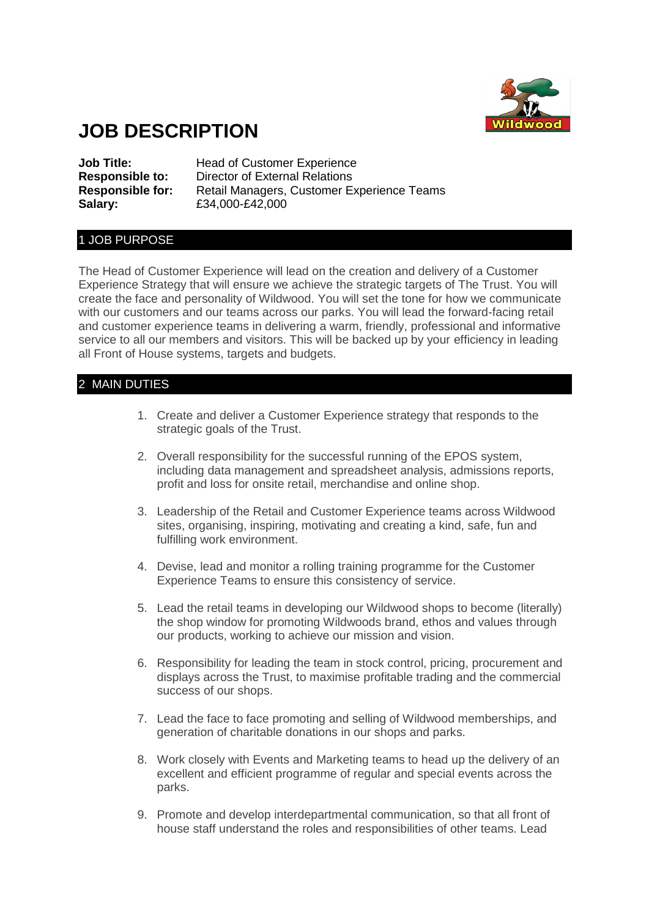# JOB DESCRIPTION

| | |
|---|---|
| **Job Title:** | Head of Customer Experience |
| **Responsible to:** | Director of External Relations |
| **Responsible for:** | Retail Managers, Customer Experience Teams |
| **Salary:** | £34,000-£42,000 |

## 1 JOB PURPOSE

The Head of Customer Experience will lead on the creation and delivery of a Customer Experience Strategy that will ensure we achieve the strategic targets of The Trust. You will create the face and personality of Wildwood. You will set the tone for how we communicate with our customers and our teams across our parks. You will lead the forward-facing retail and customer experience teams in delivering a warm, friendly, professional and informative service to all our members and visitors. This will be backed up by your efficiency in leading all Front of House systems, targets and budgets.

## 2 MAIN DUTIES

1. Create and deliver a Customer Experience strategy that responds to the strategic goals of the Trust.
2. Overall responsibility for the successful running of the EPOS system, including data management and spreadsheet analysis, admissions reports, profit and loss for onsite retail, merchandise and online shop.
3. Leadership of the Retail and Customer Experience teams across Wildwood sites, organising, inspiring, motivating and creating a kind, safe, fun and fulfilling work environment.
4. Devise, lead and monitor a rolling training programme for the Customer Experience Teams to ensure this consistency of service.
5. Lead the retail teams in developing our Wildwood shops to become (literally) the shop window for promoting Wildwoods brand, ethos and values through our products, working to achieve our mission and vision.
6. Responsibility for leading the team in stock control, pricing, procurement and displays across the Trust, to maximise profitable trading and the commercial success of our shops.
7. Lead the face to face promoting and selling of Wildwood memberships, and generation of charitable donations in our shops and parks.
8. Work closely with Events and Marketing teams to head up the delivery of an excellent and efficient programme of regular and special events across the parks.
9. Promote and develop interdepartmental communication, so that all front of house staff understand the roles and responsibilities of other teams. Lead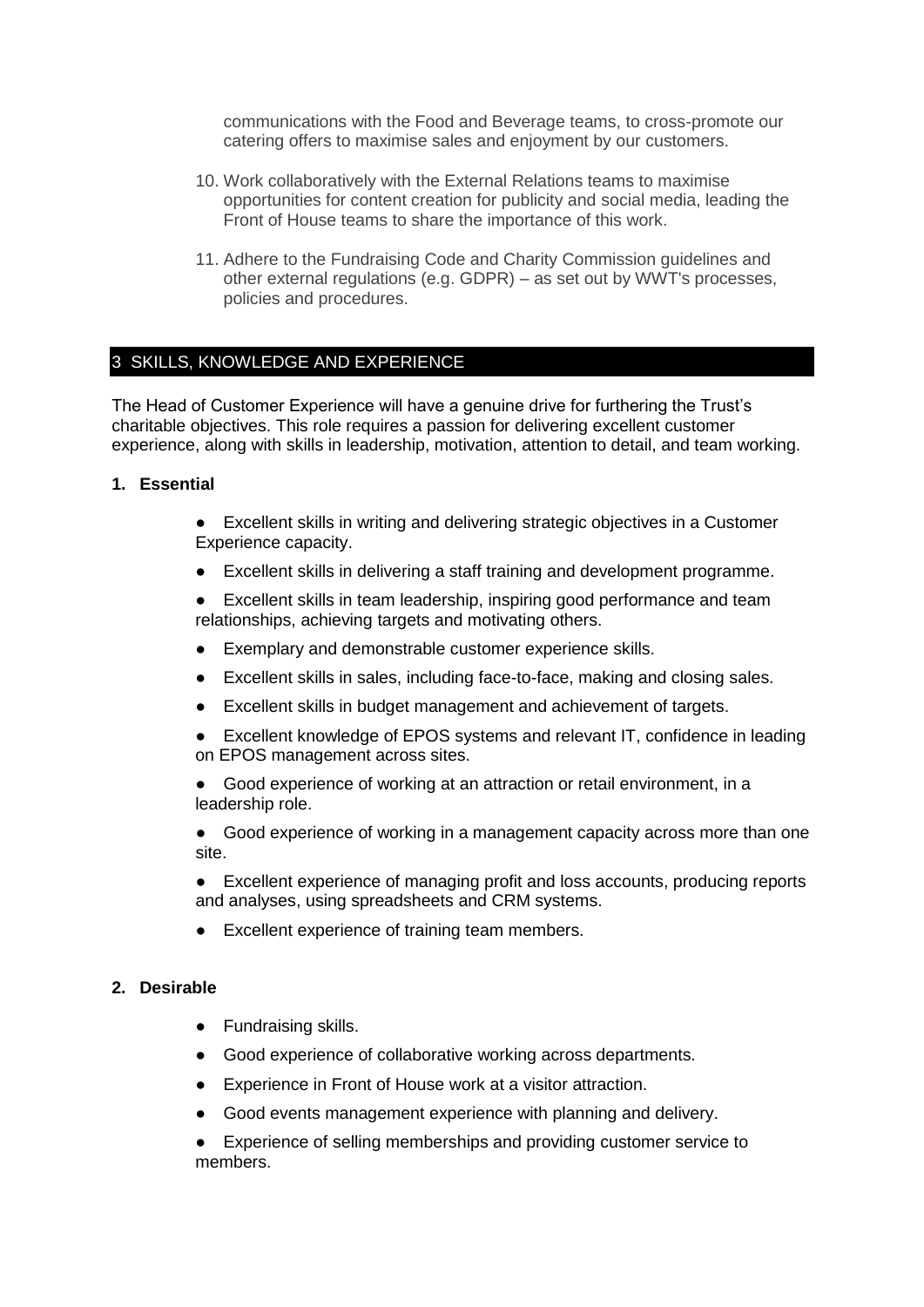communications with the Food and Beverage teams, to cross-promote our catering offers to maximise sales and enjoyment by our customers.

10. Work collaboratively with the External Relations teams to maximise opportunities for content creation for publicity and social media, leading the Front of House teams to share the importance of this work.

11. Adhere to the Fundraising Code and Charity Commission guidelines and other external regulations (e.g. GDPR) – as set out by WWT's processes, policies and procedures.

## 3 SKILLS, KNOWLEDGE AND EXPERIENCE

The Head of Customer Experience will have a genuine drive for furthering the Trust's charitable objectives. This role requires a passion for delivering excellent customer experience, along with skills in leadership, motivation, attention to detail, and team working.

### 1. Essential

- Excellent skills in writing and delivering strategic objectives in a Customer Experience capacity.
- Excellent skills in delivering a staff training and development programme.
- Excellent skills in team leadership, inspiring good performance and team relationships, achieving targets and motivating others.
- Exemplary and demonstrable customer experience skills.
- Excellent skills in sales, including face-to-face, making and closing sales.
- Excellent skills in budget management and achievement of targets.
- Excellent knowledge of EPOS systems and relevant IT, confidence in leading on EPOS management across sites.
- Good experience of working at an attraction or retail environment, in a leadership role.
- Good experience of working in a management capacity across more than one site.
- Excellent experience of managing profit and loss accounts, producing reports and analyses, using spreadsheets and CRM systems.
- Excellent experience of training team members.

### 2. Desirable

- Fundraising skills.
- Good experience of collaborative working across departments.
- Experience in Front of House work at a visitor attraction.
- Good events management experience with planning and delivery.
- Experience of selling memberships and providing customer service to members.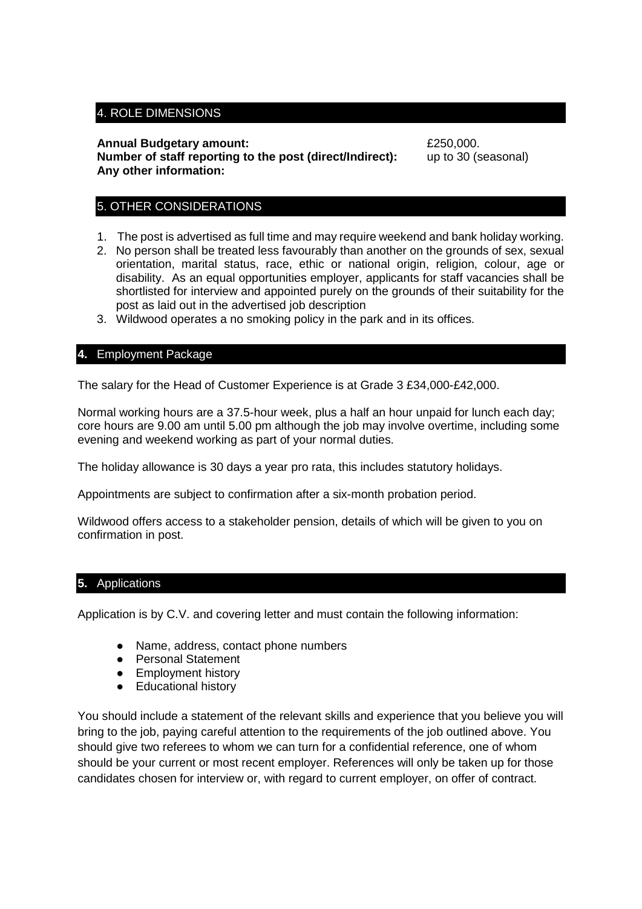## 4. ROLE DIMENSIONS

**Annual Budgetary amount:** £250,000.
**Number of staff reporting to the post (direct/Indirect):** up to 30 (seasonal)
**Any other information:**

## 5. OTHER CONSIDERATIONS

1. The post is advertised as full time and may require weekend and bank holiday working.
2. No person shall be treated less favourably than another on the grounds of sex, sexual orientation, marital status, race, ethic or national origin, religion, colour, age or disability. As an equal opportunities employer, applicants for staff vacancies shall be shortlisted for interview and appointed purely on the grounds of their suitability for the post as laid out in the advertised job description
3. Wildwood operates a no smoking policy in the park and in its offices.

## **4.** Employment Package

The salary for the Head of Customer Experience is at Grade 3 £34,000-£42,000.

Normal working hours are a 37.5-hour week, plus a half an hour unpaid for lunch each day; core hours are 9.00 am until 5.00 pm although the job may involve overtime, including some evening and weekend working as part of your normal duties.

The holiday allowance is 30 days a year pro rata, this includes statutory holidays.

Appointments are subject to confirmation after a six-month probation period.

Wildwood offers access to a stakeholder pension, details of which will be given to you on confirmation in post.

## **5.** Applications

Application is by C.V. and covering letter and must contain the following information:

- Name, address, contact phone numbers
- Personal Statement
- Employment history
- Educational history

You should include a statement of the relevant skills and experience that you believe you will bring to the job, paying careful attention to the requirements of the job outlined above. You should give two referees to whom we can turn for a confidential reference, one of whom should be your current or most recent employer. References will only be taken up for those candidates chosen for interview or, with regard to current employer, on offer of contract.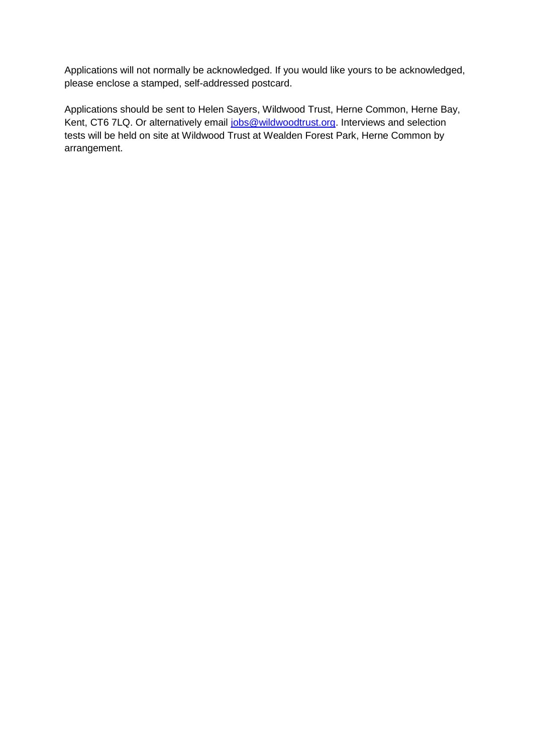Applications will not normally be acknowledged. If you would like yours to be acknowledged, please enclose a stamped, self-addressed postcard.

Applications should be sent to Helen Sayers, Wildwood Trust, Herne Common, Herne Bay, Kent, CT6 7LQ. Or alternatively email jobs@wildwoodtrust.org. Interviews and selection tests will be held on site at Wildwood Trust at Wealden Forest Park, Herne Common by arrangement.